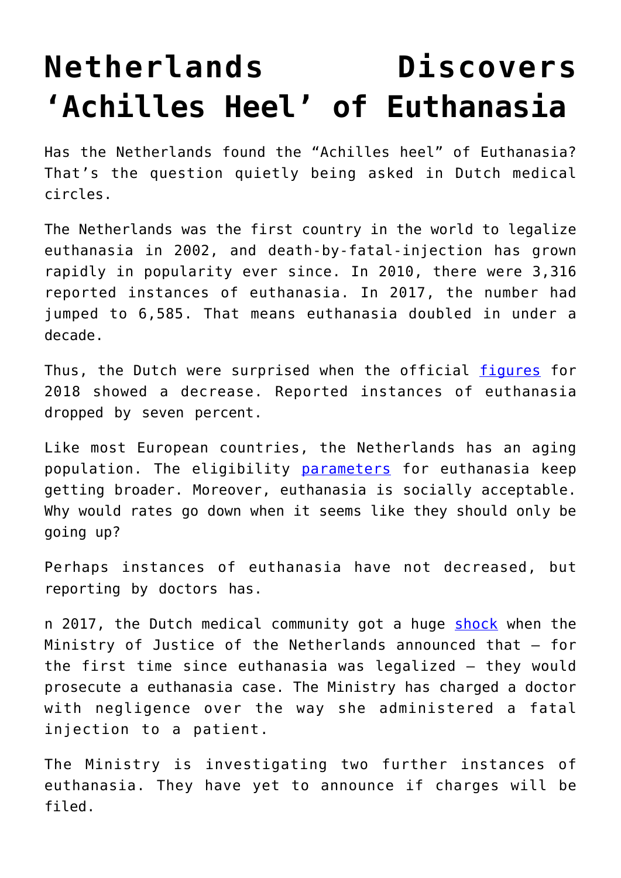# Netherlands Discovers 'Achilles Heel' of Euthanasia

Has the Netherlands found the "Achilles heel" of Euthanasia? That's the question quietly being asked in Dutch medical circles.

The Netherlands was the first country in the world to legalize euthanasia in 2002, and death-by-fatal-injection has grown rapidly in popularity ever since. In 2010, there were 3,316 reported instances of euthanasia. In 2017, the number had jumped to 6,585. That means euthanasia doubled in under a decade.

Thus, the Dutch were surprised when the official figures for 2018 showed a decrease. Reported instances of euthanasia dropped by seven percent.

Like most European countries, the Netherlands has an aging population. The eligibility parameters for euthanasia keep getting broader. Moreover, euthanasia is socially acceptable. Why would rates go down when it seems like they should only be going up?

Perhaps instances of euthanasia have not decreased, but reporting by doctors has.

n 2017, the Dutch medical community got a huge shock when the Ministry of Justice of the Netherlands announced that – for the first time since euthanasia was legalized – they would prosecute a euthanasia case. The Ministry has charged a doctor with negligence over the way she administered a fatal injection to a patient.

The Ministry is investigating two further instances of euthanasia. They have yet to announce if charges will be filed.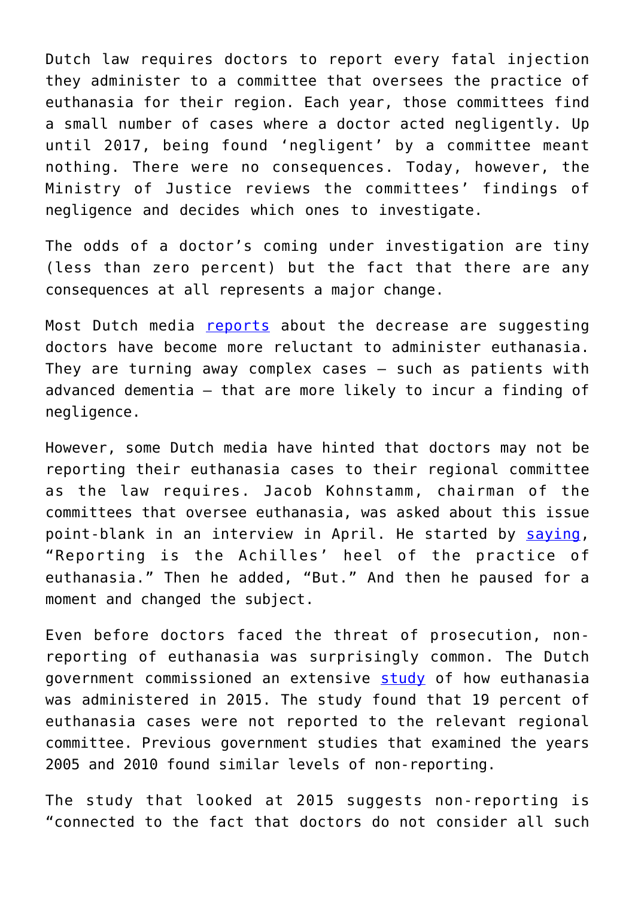Dutch law requires doctors to report every fatal injection they administer to a committee that oversees the practice of euthanasia for their region. Each year, those committees find a small number of cases where a doctor acted negligently. Up until 2017, being found 'negligent' by a committee meant nothing. There were no consequences. Today, however, the Ministry of Justice reviews the committees' findings of negligence and decides which ones to investigate.

The odds of a doctor's coming under investigation are tiny (less than zero percent) but the fact that there are any consequences at all represents a major change.

Most Dutch media [reports](#) about the decrease are suggesting doctors have become more reluctant to administer euthanasia. They are turning away complex cases – such as patients with advanced dementia – that are more likely to incur a finding of negligence.

However, some Dutch media have hinted that doctors may not be reporting their euthanasia cases to their regional committee as the law requires. Jacob Kohnstamm, chairman of the committees that oversee euthanasia, was asked about this issue point-blank in an interview in April. He started by [saying](#), "Reporting is the Achilles' heel of the practice of euthanasia." Then he added, "But." And then he paused for a moment and changed the subject.

Even before doctors faced the threat of prosecution, non-reporting of euthanasia was surprisingly common. The Dutch government commissioned an extensive [study](#) of how euthanasia was administered in 2015. The study found that 19 percent of euthanasia cases were not reported to the relevant regional committee. Previous government studies that examined the years 2005 and 2010 found similar levels of non-reporting.

The study that looked at 2015 suggests non-reporting is "connected to the fact that doctors do not consider all such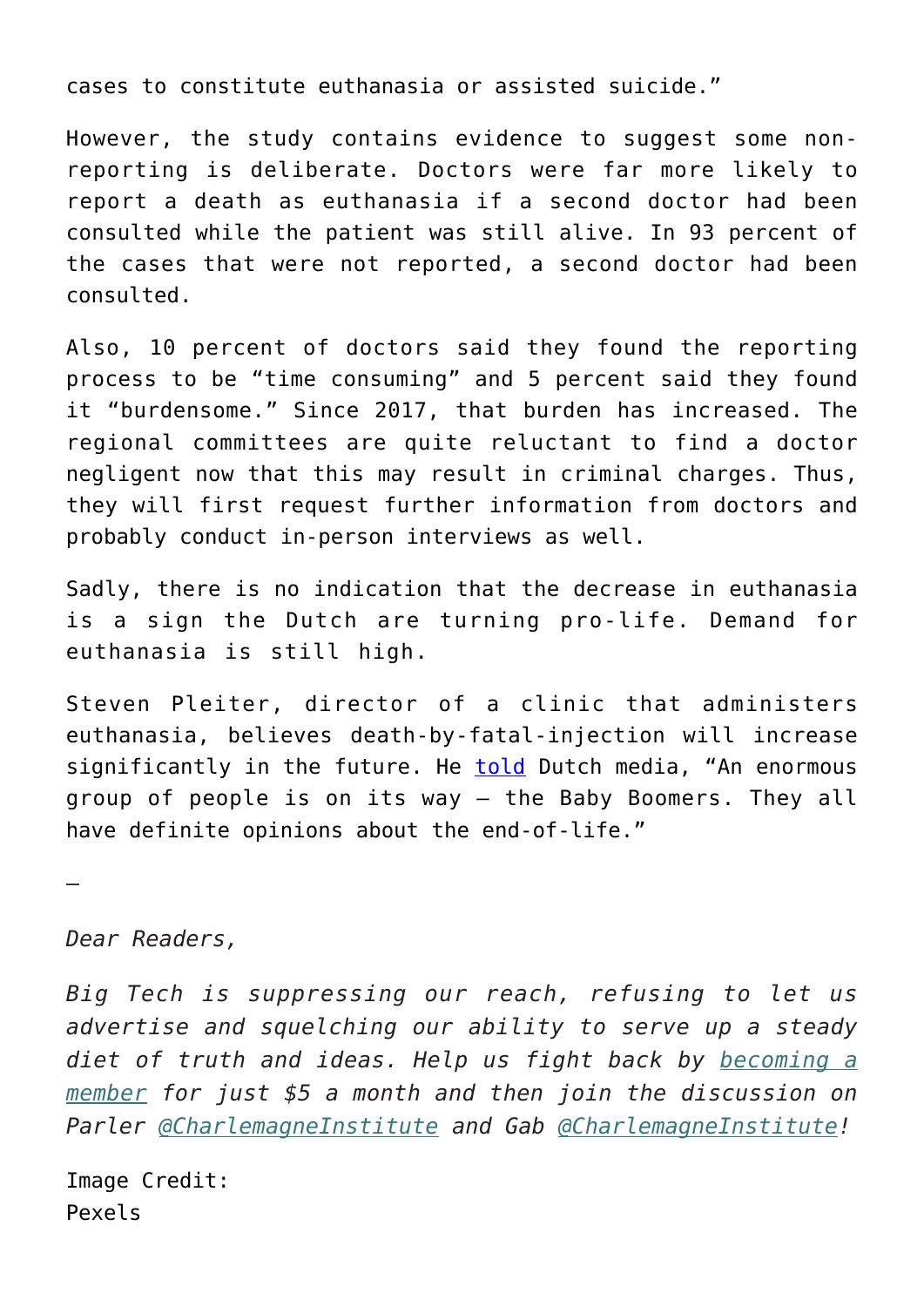cases to constitute euthanasia or assisted suicide."

However, the study contains evidence to suggest some non-reporting is deliberate. Doctors were far more likely to report a death as euthanasia if a second doctor had been consulted while the patient was still alive. In 93 percent of the cases that were not reported, a second doctor had been consulted.

Also, 10 percent of doctors said they found the reporting process to be "time consuming" and 5 percent said they found it "burdensome." Since 2017, that burden has increased. The regional committees are quite reluctant to find a doctor negligent now that this may result in criminal charges. Thus, they will first request further information from doctors and probably conduct in-person interviews as well.

Sadly, there is no indication that the decrease in euthanasia is a sign the Dutch are turning pro-life. Demand for euthanasia is still high.

Steven Pleiter, director of a clinic that administers euthanasia, believes death-by-fatal-injection will increase significantly in the future. He told Dutch media, "An enormous group of people is on its way – the Baby Boomers. They all have definite opinions about the end-of-life."

—

*Dear Readers,*

*Big Tech is suppressing our reach, refusing to let us advertise and squelching our ability to serve up a steady diet of truth and ideas. Help us fight back by becoming a member for just $5 a month and then join the discussion on Parler @CharlemagneInstitute and Gab @CharlemagneInstitute!*

Image Credit:
Pexels